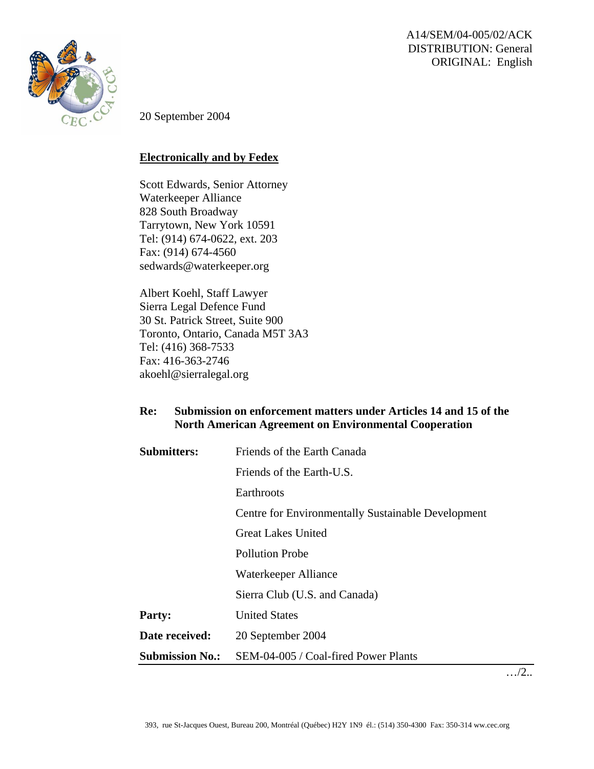A14/SEM/04-005/02/ACK
DISTRIBUTION: General
ORIGINAL: English

20 September 2004

**<u>Electronically and by Fedex</u>**

Scott Edwards, Senior Attorney
Waterkeeper Alliance
828 South Broadway
Tarrytown, New York 10591
Tel: (914) 674-0622, ext. 203
Fax: (914) 674-4560
sedwards@waterkeeper.org

Albert Koehl, Staff Lawyer
Sierra Legal Defence Fund
30 St. Patrick Street, Suite 900
Toronto, Ontario, Canada M5T 3A3
Tel: (416) 368-7533
Fax: 416-363-2746
akoehl@sierralegal.org

**Re: Submission on enforcement matters under Articles 14 and 15 of the North American Agreement on Environmental Cooperation**

| | |
|---|---|
| **Submitters:** | Friends of the Earth Canada |
| | Friends of the Earth-U.S. |
| | Earthroots |
| | Centre for Environmentally Sustainable Development |
| | Great Lakes United |
| | Pollution Probe |
| | Waterkeeper Alliance |
| | Sierra Club (U.S. and Canada) |
| **Party:** | United States |
| **Date received:** | 20 September 2004 |
| **Submission No.:** | SEM-04-005 / Coal-fired Power Plants |

…/2..

393, rue St-Jacques Ouest, Bureau 200, Montréal (Québec) H2Y 1N9 él.: (514) 350-4300 Fax: 350-314 ww.cec.org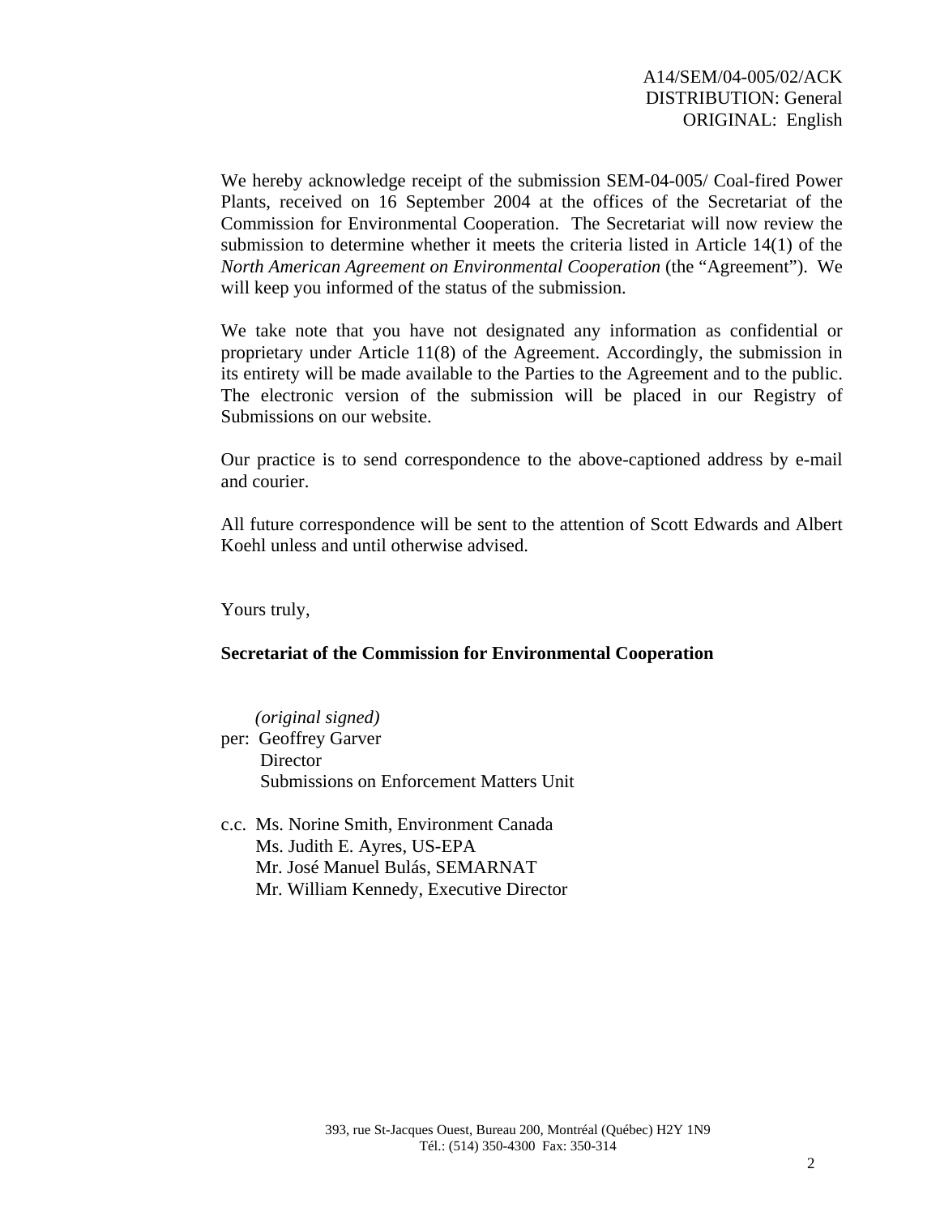A14/SEM/04-005/02/ACK
DISTRIBUTION: General
ORIGINAL: English

We hereby acknowledge receipt of the submission SEM-04-005/ Coal-fired Power Plants, received on 16 September 2004 at the offices of the Secretariat of the Commission for Environmental Cooperation. The Secretariat will now review the submission to determine whether it meets the criteria listed in Article 14(1) of the *North American Agreement on Environmental Cooperation* (the "Agreement"). We will keep you informed of the status of the submission.

We take note that you have not designated any information as confidential or proprietary under Article 11(8) of the Agreement. Accordingly, the submission in its entirety will be made available to the Parties to the Agreement and to the public. The electronic version of the submission will be placed in our Registry of Submissions on our website.

Our practice is to send correspondence to the above-captioned address by e-mail and courier.

All future correspondence will be sent to the attention of Scott Edwards and Albert Koehl unless and until otherwise advised.

Yours truly,

**Secretariat of the Commission for Environmental Cooperation**

*(original signed)*
per: Geoffrey Garver
Director
Submissions on Enforcement Matters Unit

c.c. Ms. Norine Smith, Environment Canada
Ms. Judith E. Ayres, US-EPA
Mr. José Manuel Bulás, SEMARNAT
Mr. William Kennedy, Executive Director

393, rue St-Jacques Ouest, Bureau 200, Montréal (Québec) H2Y 1N9
Tél.: (514) 350-4300 Fax: 350-314